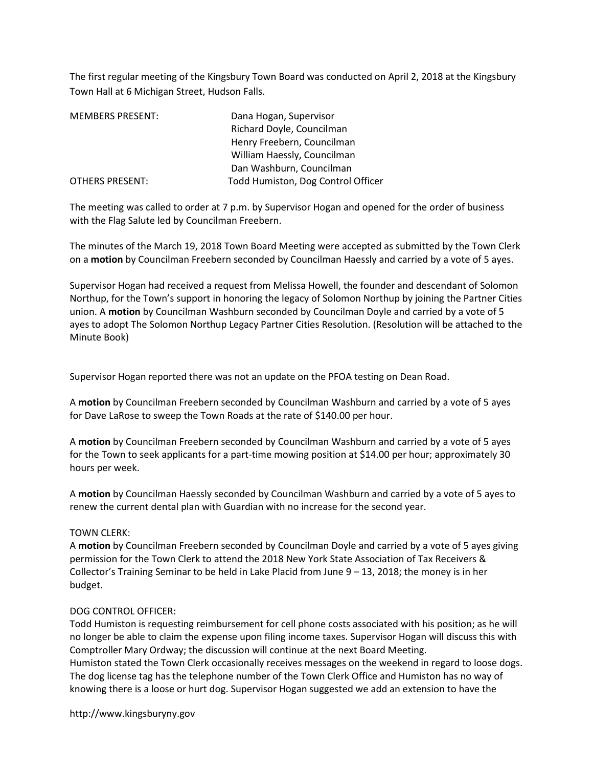The first regular meeting of the Kingsbury Town Board was conducted on April 2, 2018 at the Kingsbury Town Hall at 6 Michigan Street, Hudson Falls.

| | |
|---|---|
| MEMBERS PRESENT: | Dana Hogan, Supervisor |
| | Richard Doyle, Councilman |
| | Henry Freebern, Councilman |
| | William Haessly, Councilman |
| | Dan Washburn, Councilman |
| OTHERS PRESENT: | Todd Humiston, Dog Control Officer |

The meeting was called to order at 7 p.m. by Supervisor Hogan and opened for the order of business with the Flag Salute led by Councilman Freebern.

The minutes of the March 19, 2018 Town Board Meeting were accepted as submitted by the Town Clerk on a **motion** by Councilman Freebern seconded by Councilman Haessly and carried by a vote of 5 ayes.

Supervisor Hogan had received a request from Melissa Howell, the founder and descendant of Solomon Northup, for the Town's support in honoring the legacy of Solomon Northup by joining the Partner Cities union. A **motion** by Councilman Washburn seconded by Councilman Doyle and carried by a vote of 5 ayes to adopt The Solomon Northup Legacy Partner Cities Resolution. (Resolution will be attached to the Minute Book)

Supervisor Hogan reported there was not an update on the PFOA testing on Dean Road.

A **motion** by Councilman Freebern seconded by Councilman Washburn and carried by a vote of 5 ayes for Dave LaRose to sweep the Town Roads at the rate of $140.00 per hour.

A **motion** by Councilman Freebern seconded by Councilman Washburn and carried by a vote of 5 ayes for the Town to seek applicants for a part-time mowing position at $14.00 per hour; approximately 30 hours per week.

A **motion** by Councilman Haessly seconded by Councilman Washburn and carried by a vote of 5 ayes to renew the current dental plan with Guardian with no increase for the second year.

TOWN CLERK:
A **motion** by Councilman Freebern seconded by Councilman Doyle and carried by a vote of 5 ayes giving permission for the Town Clerk to attend the 2018 New York State Association of Tax Receivers & Collector's Training Seminar to be held in Lake Placid from June 9 – 13, 2018; the money is in her budget.

DOG CONTROL OFFICER:
Todd Humiston is requesting reimbursement for cell phone costs associated with his position; as he will no longer be able to claim the expense upon filing income taxes. Supervisor Hogan will discuss this with Comptroller Mary Ordway; the discussion will continue at the next Board Meeting.
Humiston stated the Town Clerk occasionally receives messages on the weekend in regard to loose dogs. The dog license tag has the telephone number of the Town Clerk Office and Humiston has no way of knowing there is a loose or hurt dog. Supervisor Hogan suggested we add an extension to have the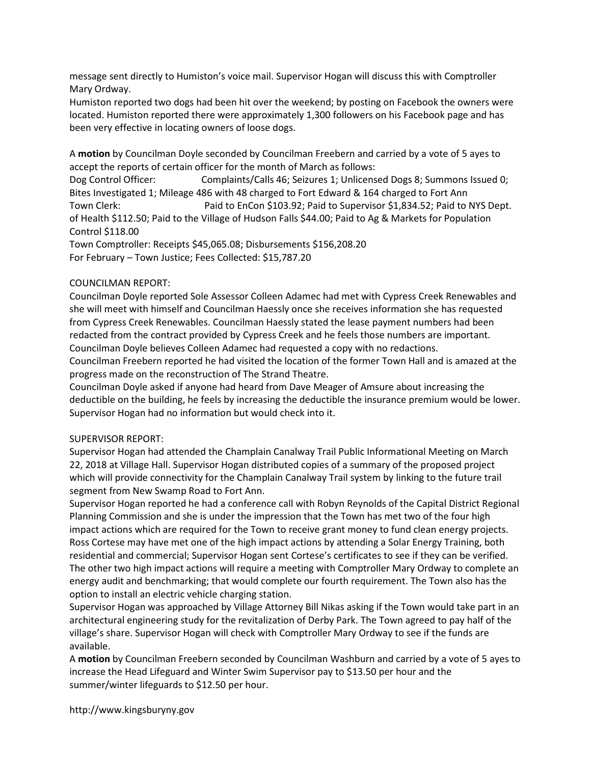message sent directly to Humiston's voice mail. Supervisor Hogan will discuss this with Comptroller Mary Ordway.
Humiston reported two dogs had been hit over the weekend; by posting on Facebook the owners were located. Humiston reported there were approximately 1,300 followers on his Facebook page and has been very effective in locating owners of loose dogs.

A **motion** by Councilman Doyle seconded by Councilman Freebern and carried by a vote of 5 ayes to accept the reports of certain officer for the month of March as follows:
Dog Control Officer: Complaints/Calls 46; Seizures 1; Unlicensed Dogs 8; Summons Issued 0; Bites Investigated 1; Mileage 486 with 48 charged to Fort Edward & 164 charged to Fort Ann
Town Clerk: Paid to EnCon $103.92; Paid to Supervisor $1,834.52; Paid to NYS Dept. of Health $112.50; Paid to the Village of Hudson Falls $44.00; Paid to Ag & Markets for Population Control $118.00
Town Comptroller: Receipts $45,065.08; Disbursements $156,208.20
For February – Town Justice; Fees Collected: $15,787.20

COUNCILMAN REPORT:
Councilman Doyle reported Sole Assessor Colleen Adamec had met with Cypress Creek Renewables and she will meet with himself and Councilman Haessly once she receives information she has requested from Cypress Creek Renewables. Councilman Haessly stated the lease payment numbers had been redacted from the contract provided by Cypress Creek and he feels those numbers are important. Councilman Doyle believes Colleen Adamec had requested a copy with no redactions.
Councilman Freebern reported he had visited the location of the former Town Hall and is amazed at the progress made on the reconstruction of The Strand Theatre.
Councilman Doyle asked if anyone had heard from Dave Meager of Amsure about increasing the deductible on the building, he feels by increasing the deductible the insurance premium would be lower. Supervisor Hogan had no information but would check into it.

SUPERVISOR REPORT:
Supervisor Hogan had attended the Champlain Canalway Trail Public Informational Meeting on March 22, 2018 at Village Hall. Supervisor Hogan distributed copies of a summary of the proposed project which will provide connectivity for the Champlain Canalway Trail system by linking to the future trail segment from New Swamp Road to Fort Ann.
Supervisor Hogan reported he had a conference call with Robyn Reynolds of the Capital District Regional Planning Commission and she is under the impression that the Town has met two of the four high impact actions which are required for the Town to receive grant money to fund clean energy projects. Ross Cortese may have met one of the high impact actions by attending a Solar Energy Training, both residential and commercial; Supervisor Hogan sent Cortese's certificates to see if they can be verified. The other two high impact actions will require a meeting with Comptroller Mary Ordway to complete an energy audit and benchmarking; that would complete our fourth requirement. The Town also has the option to install an electric vehicle charging station.
Supervisor Hogan was approached by Village Attorney Bill Nikas asking if the Town would take part in an architectural engineering study for the revitalization of Derby Park. The Town agreed to pay half of the village's share. Supervisor Hogan will check with Comptroller Mary Ordway to see if the funds are available.
A **motion** by Councilman Freebern seconded by Councilman Washburn and carried by a vote of 5 ayes to increase the Head Lifeguard and Winter Swim Supervisor pay to $13.50 per hour and the summer/winter lifeguards to $12.50 per hour.

http://www.kingsburyny.gov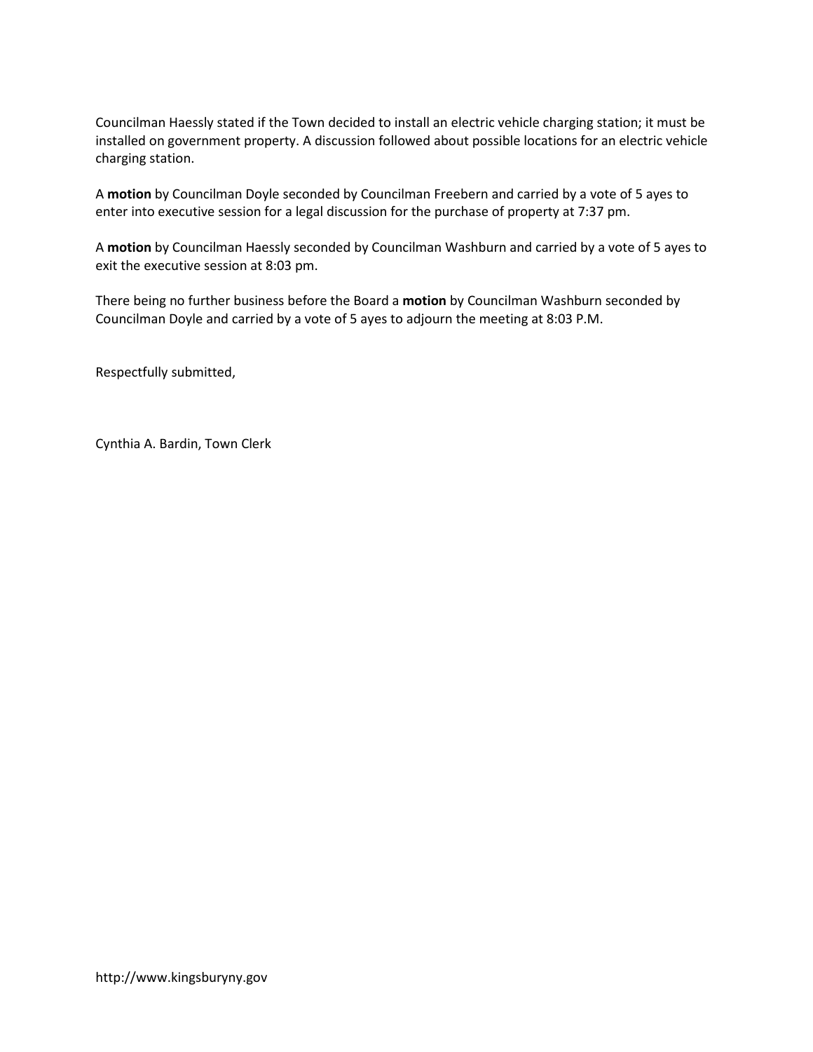Councilman Haessly stated if the Town decided to install an electric vehicle charging station; it must be installed on government property. A discussion followed about possible locations for an electric vehicle charging station.

A **motion** by Councilman Doyle seconded by Councilman Freebern and carried by a vote of 5 ayes to enter into executive session for a legal discussion for the purchase of property at 7:37 pm.

A **motion** by Councilman Haessly seconded by Councilman Washburn and carried by a vote of 5 ayes to exit the executive session at 8:03 pm.

There being no further business before the Board a **motion** by Councilman Washburn seconded by Councilman Doyle and carried by a vote of 5 ayes to adjourn the meeting at 8:03 P.M.

Respectfully submitted,

Cynthia A. Bardin, Town Clerk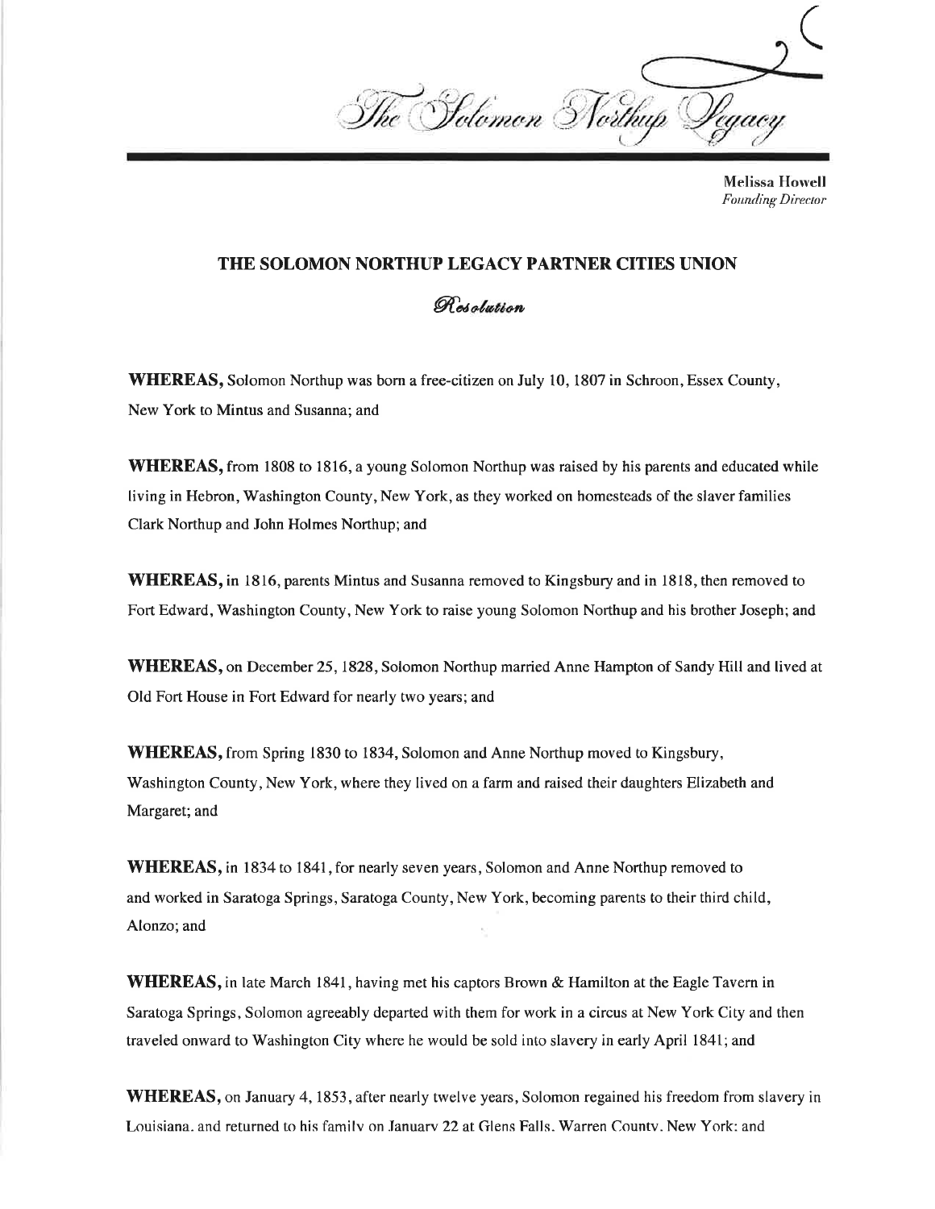The Solomon Northup Legacy

Melissa Howell
*Founding Director*

## THE SOLOMON NORTHUP LEGACY PARTNER CITIES UNION

### *Resolution*

**WHEREAS,** Solomon Northup was born a free-citizen on July 10, 1807 in Schroon, Essex County, New York to Mintus and Susanna; and

**WHEREAS,** from 1808 to 1816, a young Solomon Northup was raised by his parents and educated while living in Hebron, Washington County, New York, as they worked on homesteads of the slaver families Clark Northup and John Holmes Northup; and

**WHEREAS,** in 1816, parents Mintus and Susanna removed to Kingsbury and in 1818, then removed to Fort Edward, Washington County, New York to raise young Solomon Northup and his brother Joseph; and

**WHEREAS,** on December 25, 1828, Solomon Northup married Anne Hampton of Sandy Hill and lived at Old Fort House in Fort Edward for nearly two years; and

**WHEREAS,** from Spring 1830 to 1834, Solomon and Anne Northup moved to Kingsbury, Washington County, New York, where they lived on a farm and raised their daughters Elizabeth and Margaret; and

**WHEREAS,** in 1834 to 1841, for nearly seven years, Solomon and Anne Northup removed to and worked in Saratoga Springs, Saratoga County, New York, becoming parents to their third child, Alonzo; and

**WHEREAS,** in late March 1841, having met his captors Brown & Hamilton at the Eagle Tavern in Saratoga Springs, Solomon agreeably departed with them for work in a circus at New York City and then traveled onward to Washington City where he would be sold into slavery in early April 1841; and

**WHEREAS,** on January 4, 1853, after nearly twelve years, Solomon regained his freedom from slavery in Louisiana, and returned to his family on January 22 at Glens Falls, Warren County, New York; and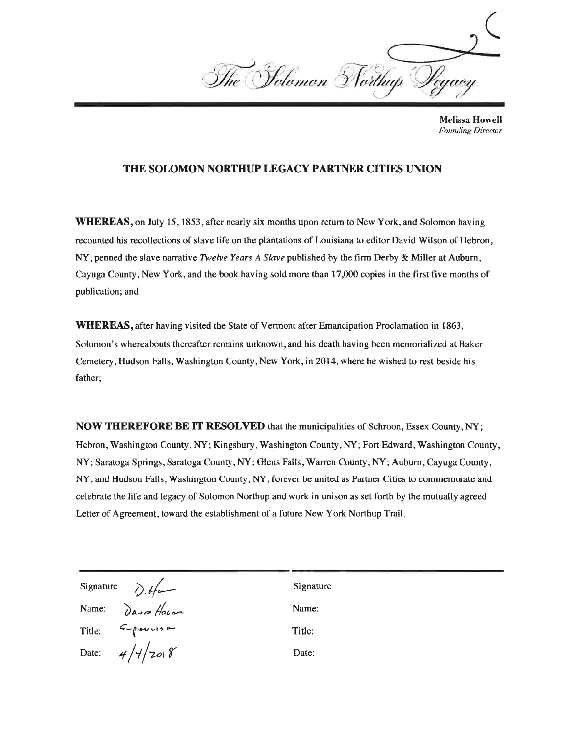The Solomon Northup Legacy

**Melissa Howell**
*Founding Director*

## THE SOLOMON NORTHUP LEGACY PARTNER CITIES UNION

**WHEREAS,** on July 15, 1853, after nearly six months upon return to New York, and Solomon having recounted his recollections of slave life on the plantations of Louisiana to editor David Wilson of Hebron, NY, penned the slave narrative *Twelve Years A Slave* published by the firm Derby & Miller at Auburn, Cayuga County, New York, and the book having sold more than 17,000 copies in the first five months of publication; and

**WHEREAS,** after having visited the State of Vermont after Emancipation Proclamation in 1863, Solomon's whereabouts thereafter remains unknown, and his death having been memorialized at Baker Cemetery, Hudson Falls, Washington County, New York, in 2014, where he wished to rest beside his father;

**NOW THEREFORE BE IT RESOLVED** that the municipalities of Schroon, Essex County, NY; Hebron, Washington County, NY; Kingsbury, Washington County, NY; Fort Edward, Washington County, NY; Saratoga Springs, Saratoga County, NY; Glens Falls, Warren County, NY; Auburn, Cayuga County, NY; and Hudson Falls, Washington County, NY, forever be united as Partner Cities to commemorate and celebrate the life and legacy of Solomon Northup and work in unison as set forth by the mutually agreed Letter of Agreement, toward the establishment of a future New York Northup Trail.

| | |
|---|---|
| Signature: D. Ho | Signature: |
| Name: David Holm | Name: |
| Title: Supervisor | Title: |
| Date: 4/4/2018 | Date: |